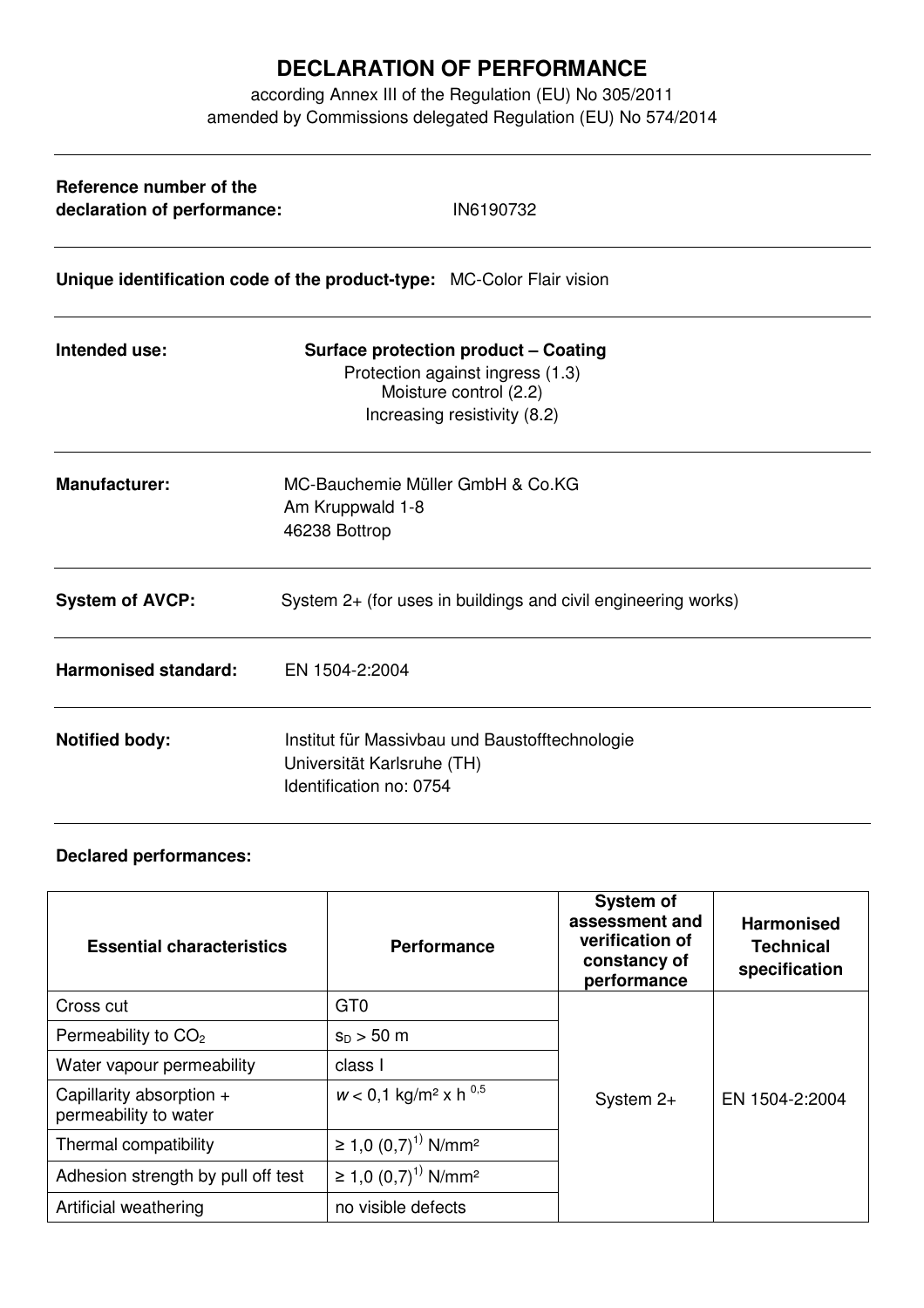# DECLARATION OF PERFORMANCE

according Annex III of the Regulation (EU) No 305/2011
amended by Commissions delegated Regulation (EU) No 574/2014

---

**Reference number of the declaration of performance:** IN6190732

---

**Unique identification code of the product-type:** MC-Color Flair vision

---

**Intended use:**

**Surface protection product – Coating**
Protection against ingress (1.3)
Moisture control (2.2)
Increasing resistivity (8.2)

---

**Manufacturer:**

MC-Bauchemie Müller GmbH & Co.KG
Am Kruppwald 1-8
46238 Bottrop

---

**System of AVCP:** System 2+ (for uses in buildings and civil engineering works)

---

**Harmonised standard:** EN 1504-2:2004

---

**Notified body:**

Institut für Massivbau und Baustofftechnologie
Universität Karlsruhe (TH)
Identification no: 0754

---

**Declared performances:**

| Essential characteristics | Performance | System of assessment and verification of constancy of performance | Harmonised Technical specification |
|---|---|---|---|
| Cross cut | GT0 | System 2+ | EN 1504-2:2004 |
| Permeability to $CO_2$ | $s_D > 50$ m | | |
| Water vapour permeability | class I | | |
| Capillarity absorption + permeability to water | $w < 0,1$ kg/m² x h $^{0,5}$ | | |
| Thermal compatibility | ≥ 1,0 (0,7)[1)] N/mm² | | |
| Adhesion strength by pull off test | ≥ 1,0 (0,7)[1)] N/mm² | | |
| Artificial weathering | no visible defects | | |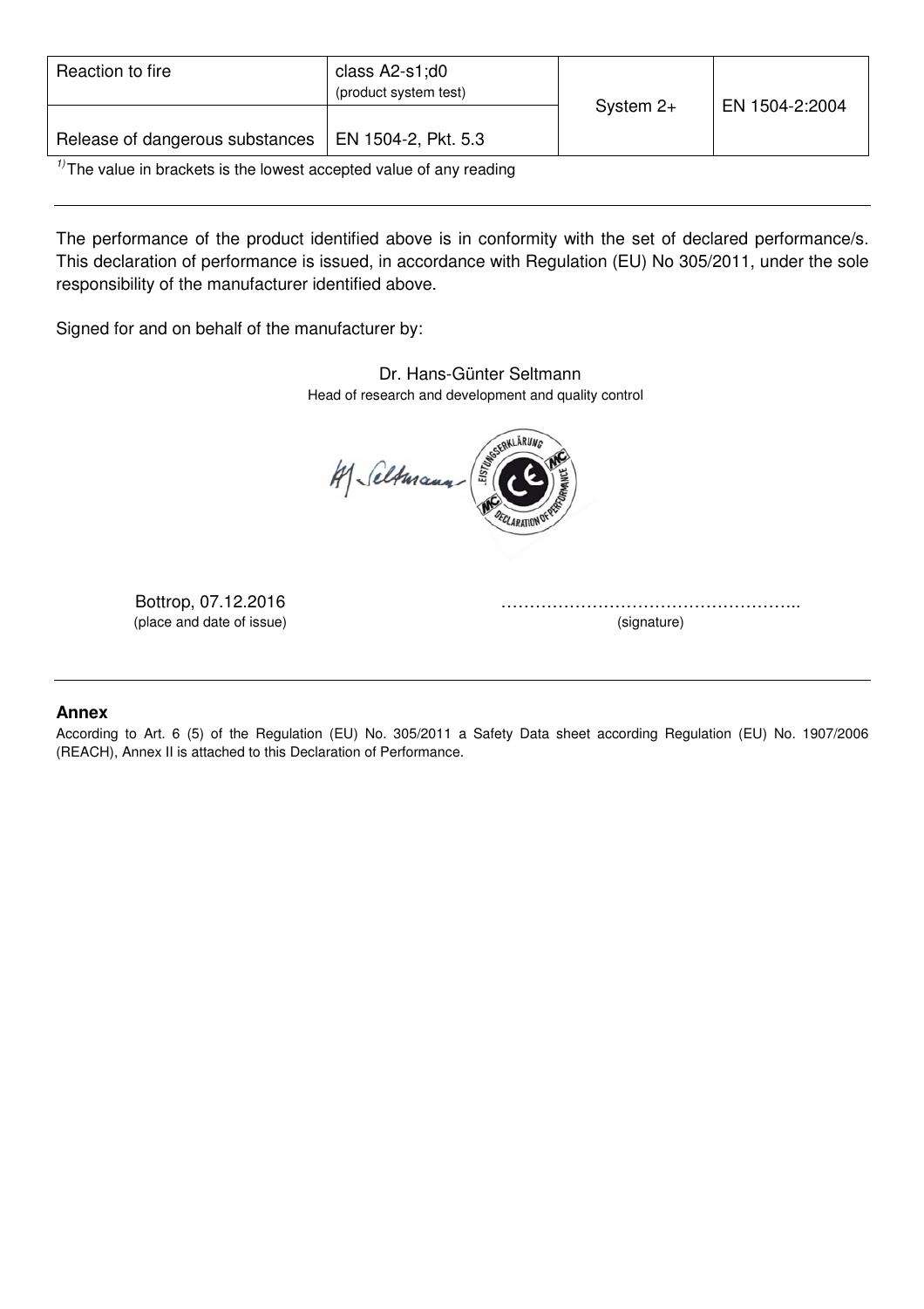| | | | |
|---|---|---|---|
| Reaction to fire | class A2-s1;d0 (product system test) | System 2+ | EN 1504-2:2004 |
| Release of dangerous substances | EN 1504-2, Pkt. 5.3 | | |

[1)] The value in brackets is the lowest accepted value of any reading

---

The performance of the product identified above is in conformity with the set of declared performance/s. This declaration of performance is issued, in accordance with Regulation (EU) No 305/2011, under the sole responsibility of the manufacturer identified above.

Signed for and on behalf of the manufacturer by:

Dr. Hans-Günter Seltmann
Head of research and development and quality control

Bottrop, 07.12.2016
(place and date of issue)

……………………………………………..
(signature)

---

**Annex**

According to Art. 6 (5) of the Regulation (EU) No. 305/2011 a Safety Data sheet according Regulation (EU) No. 1907/2006 (REACH), Annex II is attached to this Declaration of Performance.